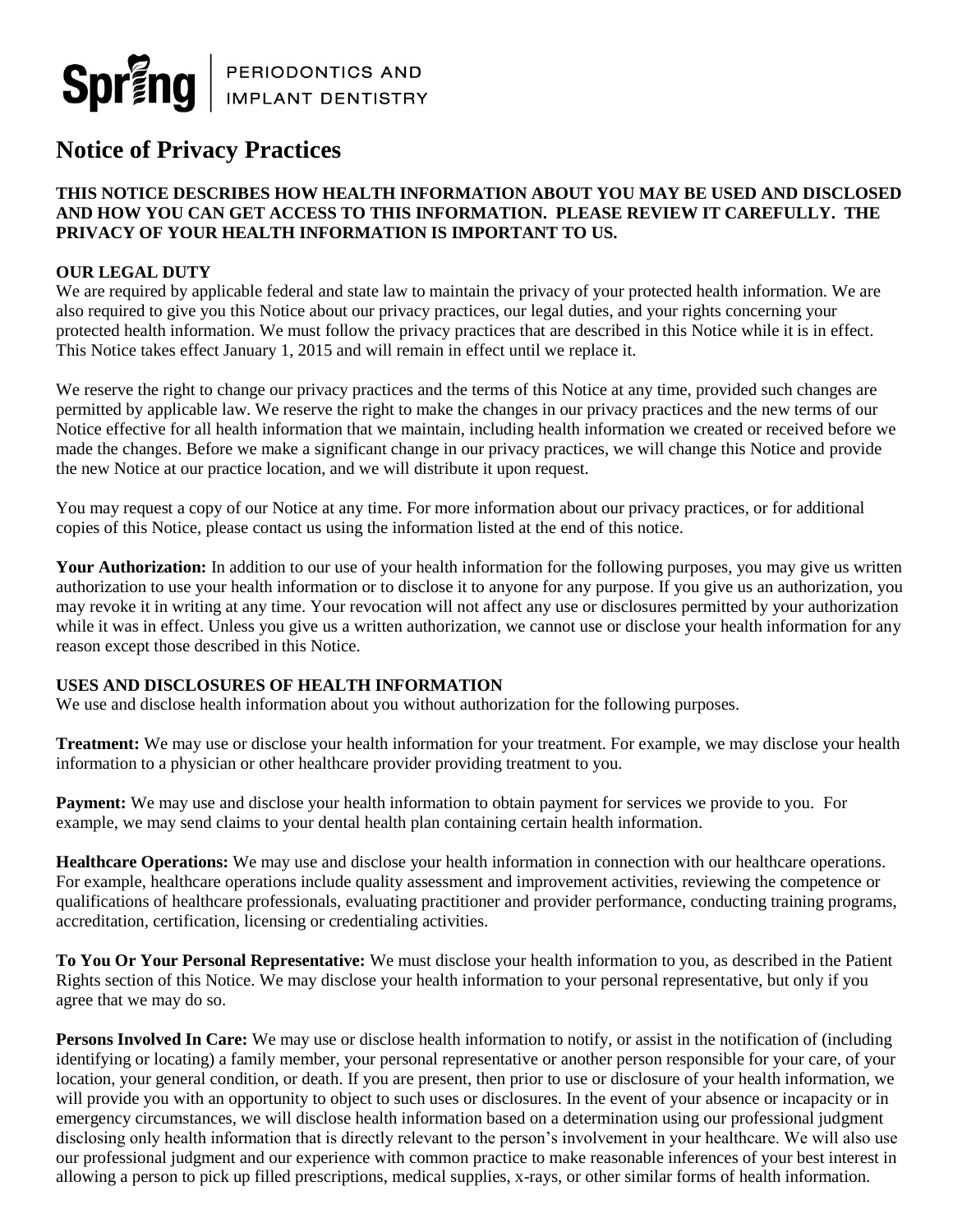**Spring** | PERIODONTICS AND IMPLANT DENTISTRY

# Notice of Privacy Practices

**THIS NOTICE DESCRIBES HOW HEALTH INFORMATION ABOUT YOU MAY BE USED AND DISCLOSED AND HOW YOU CAN GET ACCESS TO THIS INFORMATION. PLEASE REVIEW IT CAREFULLY. THE PRIVACY OF YOUR HEALTH INFORMATION IS IMPORTANT TO US.**

**OUR LEGAL DUTY**

We are required by applicable federal and state law to maintain the privacy of your protected health information. We are also required to give you this Notice about our privacy practices, our legal duties, and your rights concerning your protected health information. We must follow the privacy practices that are described in this Notice while it is in effect. This Notice takes effect January 1, 2015 and will remain in effect until we replace it.

We reserve the right to change our privacy practices and the terms of this Notice at any time, provided such changes are permitted by applicable law. We reserve the right to make the changes in our privacy practices and the new terms of our Notice effective for all health information that we maintain, including health information we created or received before we made the changes. Before we make a significant change in our privacy practices, we will change this Notice and provide the new Notice at our practice location, and we will distribute it upon request.

You may request a copy of our Notice at any time. For more information about our privacy practices, or for additional copies of this Notice, please contact us using the information listed at the end of this notice.

**Your Authorization:** In addition to our use of your health information for the following purposes, you may give us written authorization to use your health information or to disclose it to anyone for any purpose. If you give us an authorization, you may revoke it in writing at any time. Your revocation will not affect any use or disclosures permitted by your authorization while it was in effect. Unless you give us a written authorization, we cannot use or disclose your health information for any reason except those described in this Notice.

**USES AND DISCLOSURES OF HEALTH INFORMATION**

We use and disclose health information about you without authorization for the following purposes.

**Treatment:** We may use or disclose your health information for your treatment. For example, we may disclose your health information to a physician or other healthcare provider providing treatment to you.

**Payment:** We may use and disclose your health information to obtain payment for services we provide to you. For example, we may send claims to your dental health plan containing certain health information.

**Healthcare Operations:** We may use and disclose your health information in connection with our healthcare operations. For example, healthcare operations include quality assessment and improvement activities, reviewing the competence or qualifications of healthcare professionals, evaluating practitioner and provider performance, conducting training programs, accreditation, certification, licensing or credentialing activities.

**To You Or Your Personal Representative:** We must disclose your health information to you, as described in the Patient Rights section of this Notice. We may disclose your health information to your personal representative, but only if you agree that we may do so.

**Persons Involved In Care:** We may use or disclose health information to notify, or assist in the notification of (including identifying or locating) a family member, your personal representative or another person responsible for your care, of your location, your general condition, or death. If you are present, then prior to use or disclosure of your health information, we will provide you with an opportunity to object to such uses or disclosures. In the event of your absence or incapacity or in emergency circumstances, we will disclose health information based on a determination using our professional judgment disclosing only health information that is directly relevant to the person's involvement in your healthcare. We will also use our professional judgment and our experience with common practice to make reasonable inferences of your best interest in allowing a person to pick up filled prescriptions, medical supplies, x-rays, or other similar forms of health information.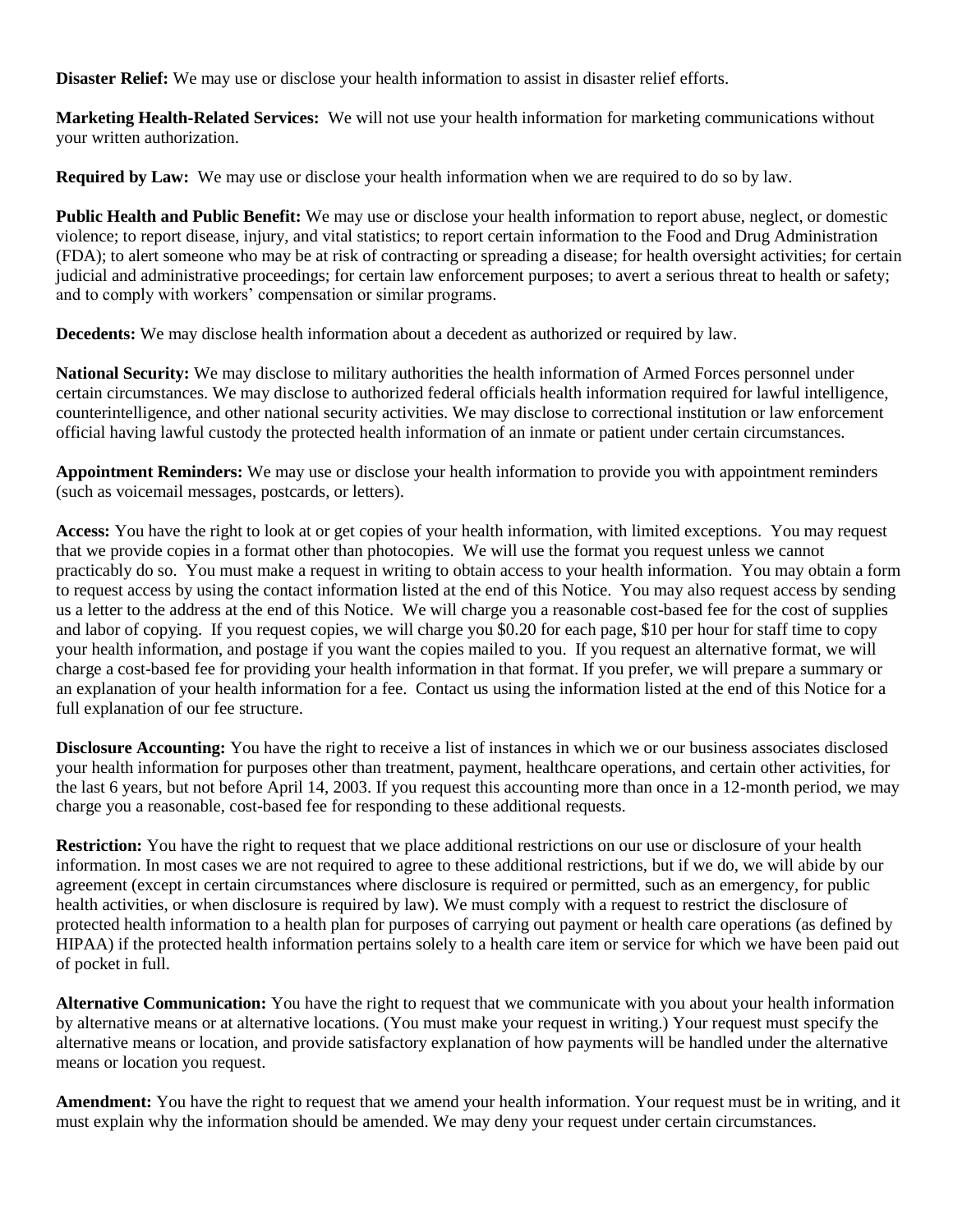**Disaster Relief:** We may use or disclose your health information to assist in disaster relief efforts.

**Marketing Health-Related Services:** We will not use your health information for marketing communications without your written authorization.

**Required by Law:** We may use or disclose your health information when we are required to do so by law.

**Public Health and Public Benefit:** We may use or disclose your health information to report abuse, neglect, or domestic violence; to report disease, injury, and vital statistics; to report certain information to the Food and Drug Administration (FDA); to alert someone who may be at risk of contracting or spreading a disease; for health oversight activities; for certain judicial and administrative proceedings; for certain law enforcement purposes; to avert a serious threat to health or safety; and to comply with workers' compensation or similar programs.

**Decedents:** We may disclose health information about a decedent as authorized or required by law.

**National Security:** We may disclose to military authorities the health information of Armed Forces personnel under certain circumstances. We may disclose to authorized federal officials health information required for lawful intelligence, counterintelligence, and other national security activities. We may disclose to correctional institution or law enforcement official having lawful custody the protected health information of an inmate or patient under certain circumstances.

**Appointment Reminders:** We may use or disclose your health information to provide you with appointment reminders (such as voicemail messages, postcards, or letters).

**Access:** You have the right to look at or get copies of your health information, with limited exceptions. You may request that we provide copies in a format other than photocopies. We will use the format you request unless we cannot practicably do so. You must make a request in writing to obtain access to your health information. You may obtain a form to request access by using the contact information listed at the end of this Notice. You may also request access by sending us a letter to the address at the end of this Notice. We will charge you a reasonable cost-based fee for the cost of supplies and labor of copying. If you request copies, we will charge you $0.20 for each page, $10 per hour for staff time to copy your health information, and postage if you want the copies mailed to you. If you request an alternative format, we will charge a cost-based fee for providing your health information in that format. If you prefer, we will prepare a summary or an explanation of your health information for a fee. Contact us using the information listed at the end of this Notice for a full explanation of our fee structure.

**Disclosure Accounting:** You have the right to receive a list of instances in which we or our business associates disclosed your health information for purposes other than treatment, payment, healthcare operations, and certain other activities, for the last 6 years, but not before April 14, 2003. If you request this accounting more than once in a 12-month period, we may charge you a reasonable, cost-based fee for responding to these additional requests.

**Restriction:** You have the right to request that we place additional restrictions on our use or disclosure of your health information. In most cases we are not required to agree to these additional restrictions, but if we do, we will abide by our agreement (except in certain circumstances where disclosure is required or permitted, such as an emergency, for public health activities, or when disclosure is required by law). We must comply with a request to restrict the disclosure of protected health information to a health plan for purposes of carrying out payment or health care operations (as defined by HIPAA) if the protected health information pertains solely to a health care item or service for which we have been paid out of pocket in full.

**Alternative Communication:** You have the right to request that we communicate with you about your health information by alternative means or at alternative locations. (You must make your request in writing.) Your request must specify the alternative means or location, and provide satisfactory explanation of how payments will be handled under the alternative means or location you request.

**Amendment:** You have the right to request that we amend your health information. Your request must be in writing, and it must explain why the information should be amended. We may deny your request under certain circumstances.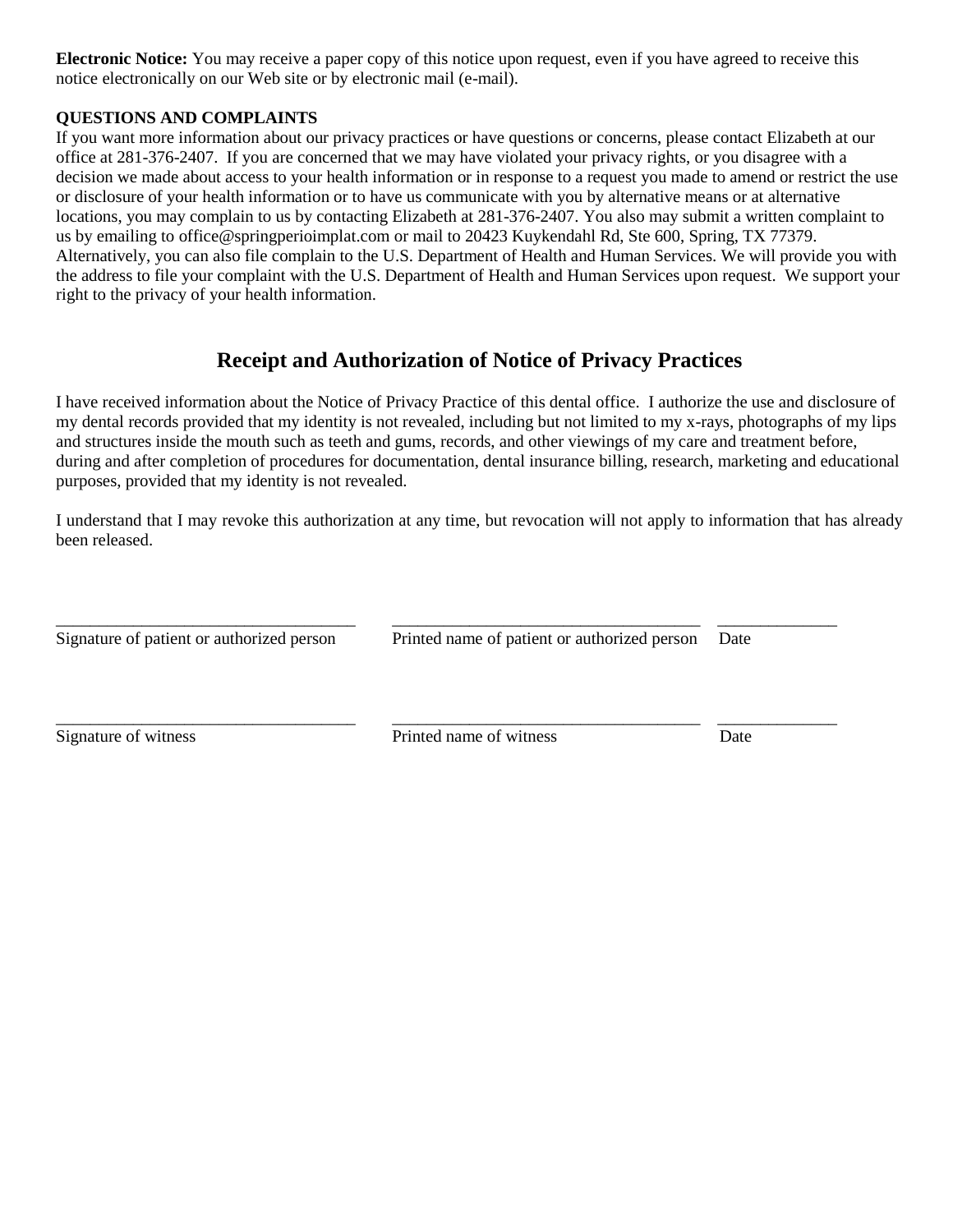**Electronic Notice:** You may receive a paper copy of this notice upon request, even if you have agreed to receive this notice electronically on our Web site or by electronic mail (e-mail).

**QUESTIONS AND COMPLAINTS**

If you want more information about our privacy practices or have questions or concerns, please contact Elizabeth at our office at 281-376-2407. If you are concerned that we may have violated your privacy rights, or you disagree with a decision we made about access to your health information or in response to a request you made to amend or restrict the use or disclosure of your health information or to have us communicate with you by alternative means or at alternative locations, you may complain to us by contacting Elizabeth at 281-376-2407. You also may submit a written complaint to us by emailing to office@springperioimplat.com or mail to 20423 Kuykendahl Rd, Ste 600, Spring, TX 77379. Alternatively, you can also file complain to the U.S. Department of Health and Human Services. We will provide you with the address to file your complaint with the U.S. Department of Health and Human Services upon request. We support your right to the privacy of your health information.

## Receipt and Authorization of Notice of Privacy Practices

I have received information about the Notice of Privacy Practice of this dental office. I authorize the use and disclosure of my dental records provided that my identity is not revealed, including but not limited to my x-rays, photographs of my lips and structures inside the mouth such as teeth and gums, records, and other viewings of my care and treatment before, during and after completion of procedures for documentation, dental insurance billing, research, marketing and educational purposes, provided that my identity is not revealed.

I understand that I may revoke this authorization at any time, but revocation will not apply to information that has already been released.

| | | |
|---|---|---|
| ___________________________________ | ___________________________________ | ______________ |
| Signature of patient or authorized person | Printed name of patient or authorized person | Date |
| ___________________________________ | ___________________________________ | ______________ |
| Signature of witness | Printed name of witness | Date |